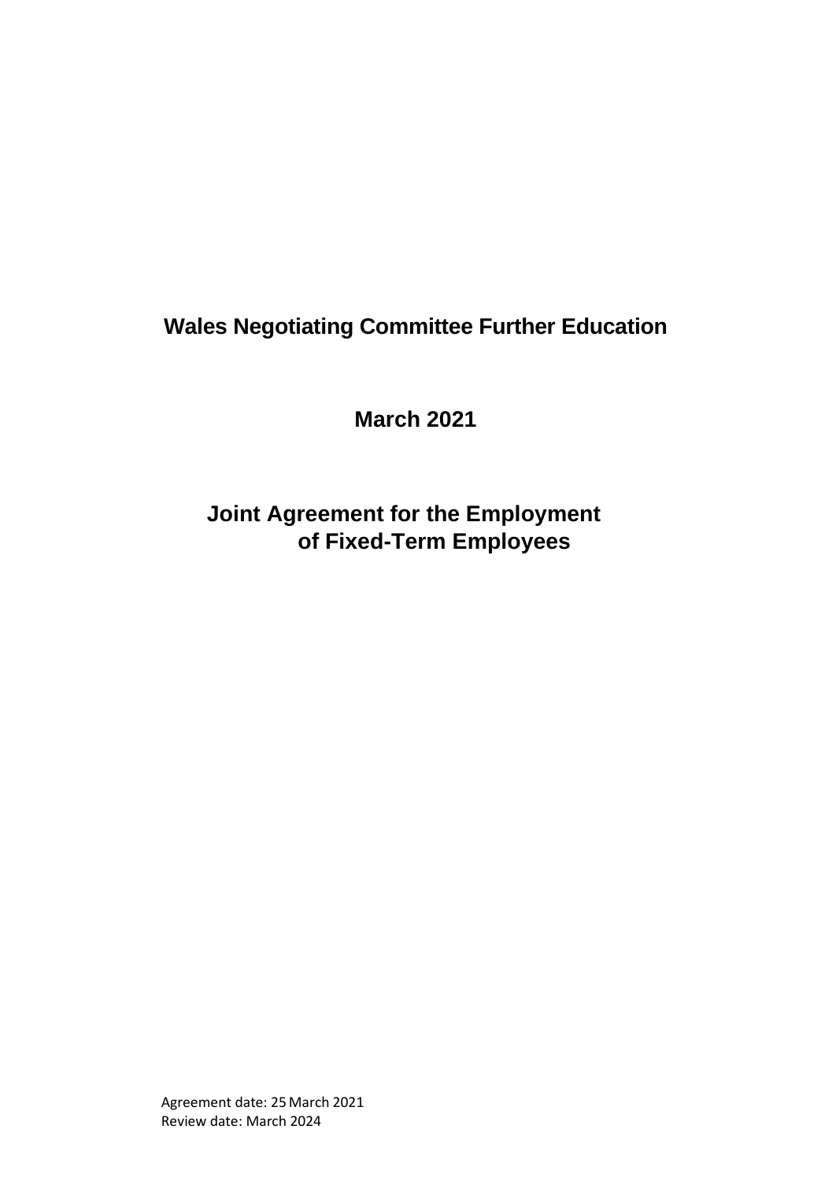# Wales Negotiating Committee Further Education

## March 2021

## Joint Agreement for the Employment of Fixed-Term Employees

Agreement date: 25 March 2021
Review date: March 2024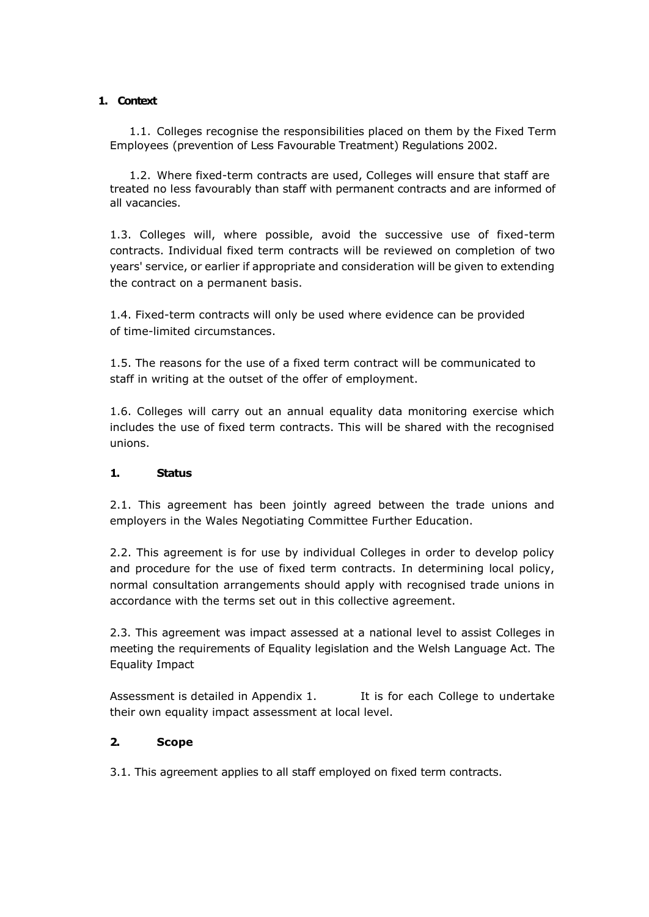## 1. Context

1.1. Colleges recognise the responsibilities placed on them by the Fixed Term Employees (prevention of Less Favourable Treatment) Regulations 2002.

1.2. Where fixed-term contracts are used, Colleges will ensure that staff are treated no less favourably than staff with permanent contracts and are informed of all vacancies.

1.3. Colleges will, where possible, avoid the successive use of fixed-term contracts. Individual fixed term contracts will be reviewed on completion of two years' service, or earlier if appropriate and consideration will be given to extending the contract on a permanent basis.

1.4. Fixed-term contracts will only be used where evidence can be provided of time-limited circumstances.

1.5. The reasons for the use of a fixed term contract will be communicated to staff in writing at the outset of the offer of employment.

1.6. Colleges will carry out an annual equality data monitoring exercise which includes the use of fixed term contracts. This will be shared with the recognised unions.

## 1. Status

2.1. This agreement has been jointly agreed between the trade unions and employers in the Wales Negotiating Committee Further Education.

2.2. This agreement is for use by individual Colleges in order to develop policy and procedure for the use of fixed term contracts. In determining local policy, normal consultation arrangements should apply with recognised trade unions in accordance with the terms set out in this collective agreement.

2.3. This agreement was impact assessed at a national level to assist Colleges in meeting the requirements of Equality legislation and the Welsh Language Act. The Equality Impact

Assessment is detailed in Appendix 1. It is for each College to undertake their own equality impact assessment at local level.

## 2. Scope

3.1. This agreement applies to all staff employed on fixed term contracts.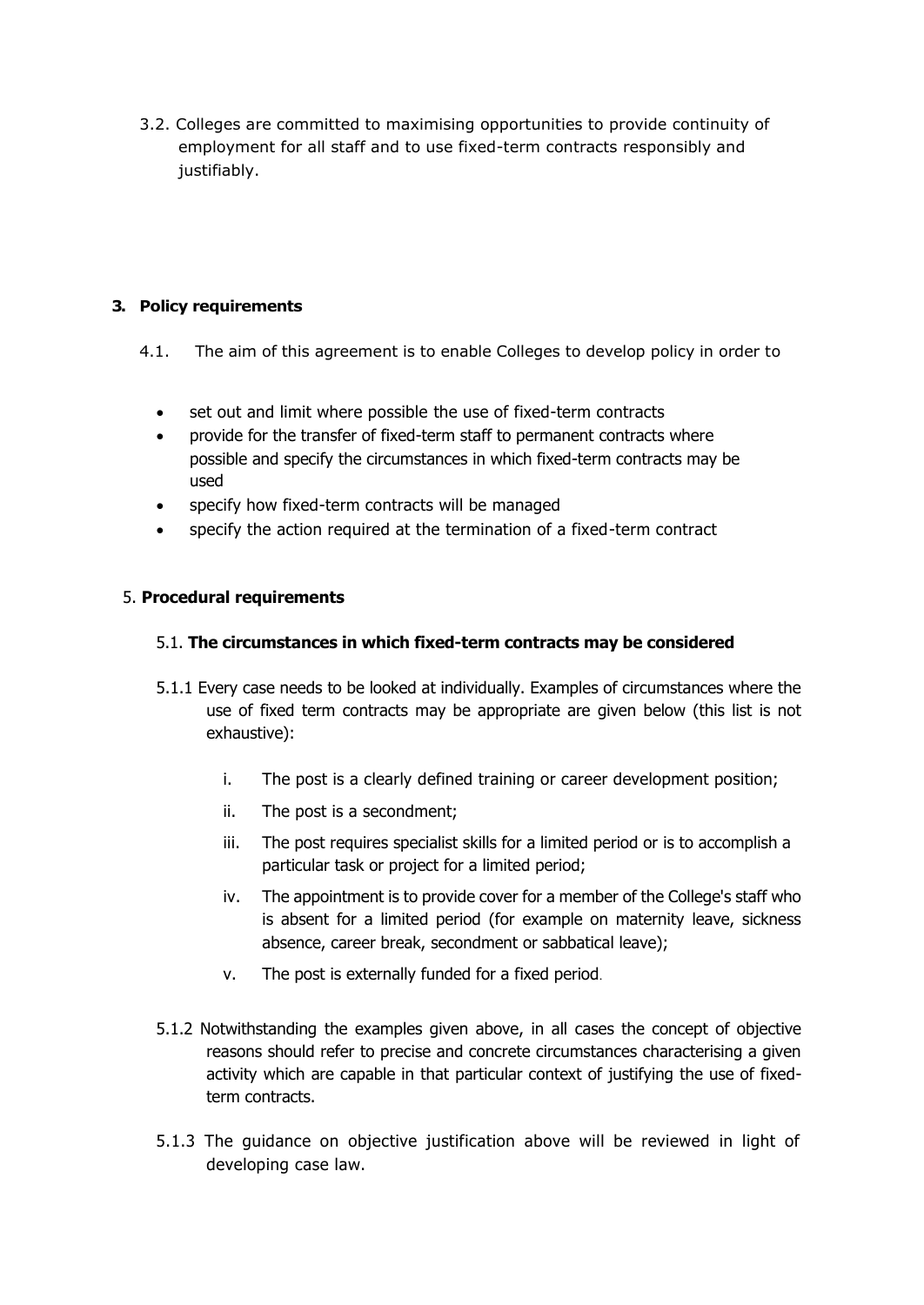3.2. Colleges are committed to maximising opportunities to provide continuity of employment for all staff and to use fixed-term contracts responsibly and justifiably.

## 3. Policy requirements

4.1. The aim of this agreement is to enable Colleges to develop policy in order to

- set out and limit where possible the use of fixed-term contracts
- provide for the transfer of fixed-term staff to permanent contracts where possible and specify the circumstances in which fixed-term contracts may be used
- specify how fixed-term contracts will be managed
- specify the action required at the termination of a fixed-term contract

## 5. Procedural requirements

### 5.1. The circumstances in which fixed-term contracts may be considered

5.1.1 Every case needs to be looked at individually. Examples of circumstances where the use of fixed term contracts may be appropriate are given below (this list is not exhaustive):

i. The post is a clearly defined training or career development position;

ii. The post is a secondment;

iii. The post requires specialist skills for a limited period or is to accomplish a particular task or project for a limited period;

iv. The appointment is to provide cover for a member of the College's staff who is absent for a limited period (for example on maternity leave, sickness absence, career break, secondment or sabbatical leave);

v. The post is externally funded for a fixed period.

5.1.2 Notwithstanding the examples given above, in all cases the concept of objective reasons should refer to precise and concrete circumstances characterising a given activity which are capable in that particular context of justifying the use of fixed-term contracts.

5.1.3 The guidance on objective justification above will be reviewed in light of developing case law.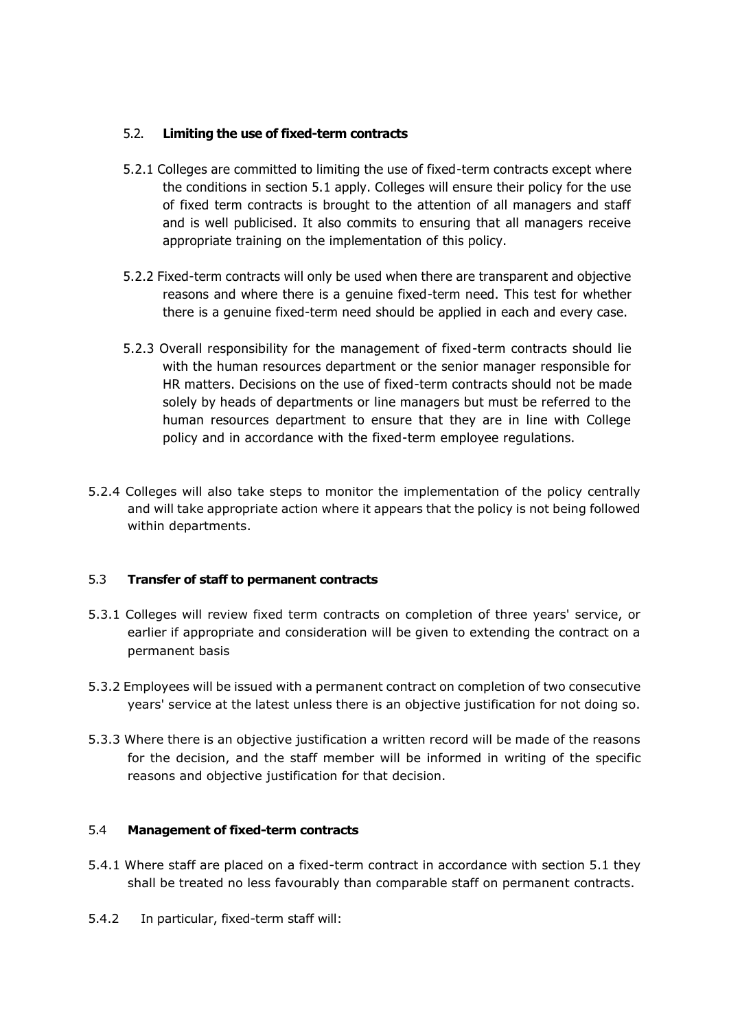### 5.2. Limiting the use of fixed-term contracts

5.2.1 Colleges are committed to limiting the use of fixed-term contracts except where the conditions in section 5.1 apply. Colleges will ensure their policy for the use of fixed term contracts is brought to the attention of all managers and staff and is well publicised. It also commits to ensuring that all managers receive appropriate training on the implementation of this policy.

5.2.2 Fixed-term contracts will only be used when there are transparent and objective reasons and where there is a genuine fixed-term need. This test for whether there is a genuine fixed-term need should be applied in each and every case.

5.2.3 Overall responsibility for the management of fixed-term contracts should lie with the human resources department or the senior manager responsible for HR matters. Decisions on the use of fixed-term contracts should not be made solely by heads of departments or line managers but must be referred to the human resources department to ensure that they are in line with College policy and in accordance with the fixed-term employee regulations.

5.2.4 Colleges will also take steps to monitor the implementation of the policy centrally and will take appropriate action where it appears that the policy is not being followed within departments.

### 5.3 Transfer of staff to permanent contracts

5.3.1 Colleges will review fixed term contracts on completion of three years' service, or earlier if appropriate and consideration will be given to extending the contract on a permanent basis

5.3.2 Employees will be issued with a permanent contract on completion of two consecutive years' service at the latest unless there is an objective justification for not doing so.

5.3.3 Where there is an objective justification a written record will be made of the reasons for the decision, and the staff member will be informed in writing of the specific reasons and objective justification for that decision.

### 5.4 Management of fixed-term contracts

5.4.1 Where staff are placed on a fixed-term contract in accordance with section 5.1 they shall be treated no less favourably than comparable staff on permanent contracts.

5.4.2 In particular, fixed-term staff will: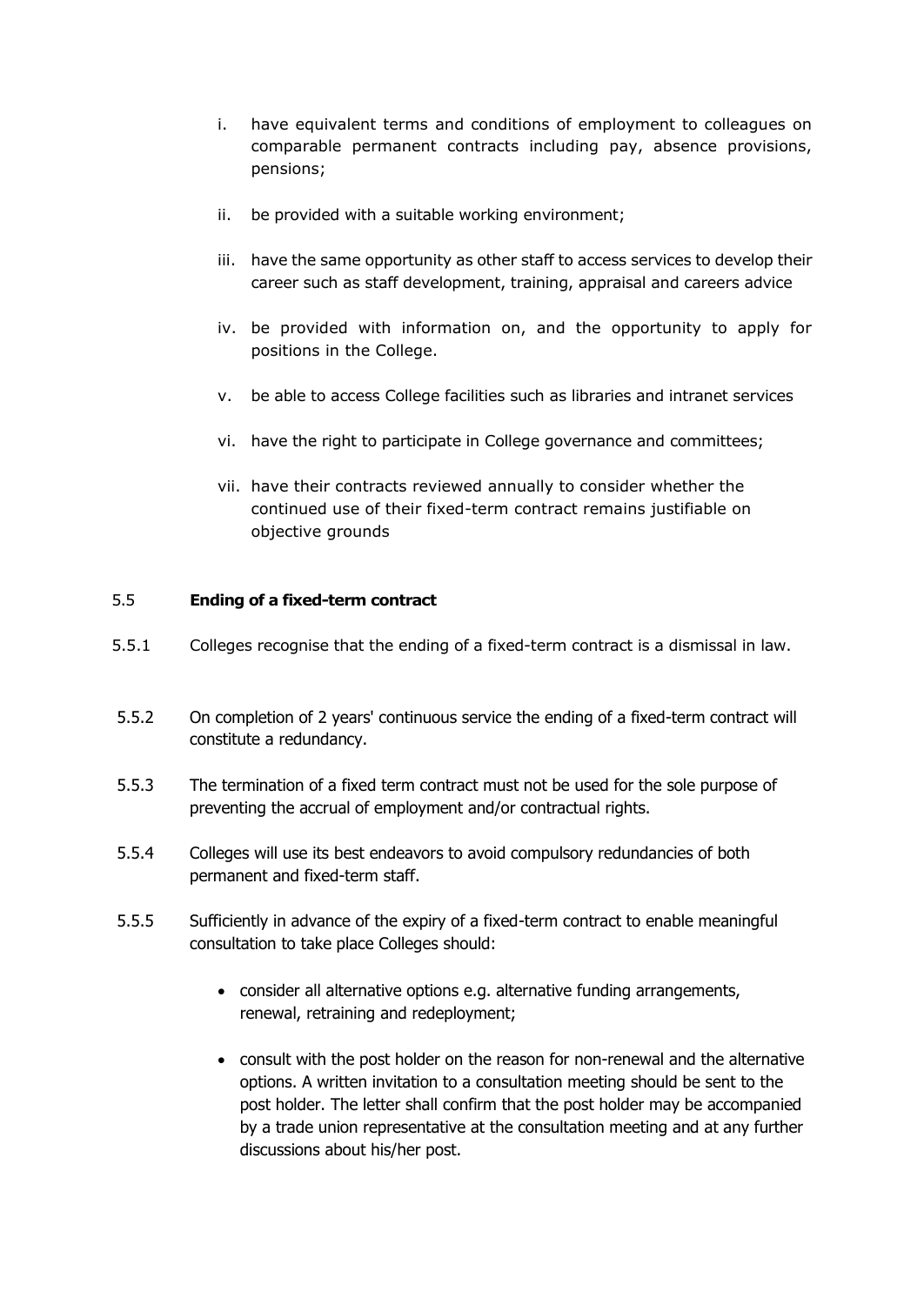i. have equivalent terms and conditions of employment to colleagues on comparable permanent contracts including pay, absence provisions, pensions;

ii. be provided with a suitable working environment;

iii. have the same opportunity as other staff to access services to develop their career such as staff development, training, appraisal and careers advice

iv. be provided with information on, and the opportunity to apply for positions in the College.

v. be able to access College facilities such as libraries and intranet services

vi. have the right to participate in College governance and committees;

vii. have their contracts reviewed annually to consider whether the continued use of their fixed-term contract remains justifiable on objective grounds

5.5 **Ending of a fixed-term contract**

5.5.1 Colleges recognise that the ending of a fixed-term contract is a dismissal in law.

5.5.2 On completion of 2 years' continuous service the ending of a fixed-term contract will constitute a redundancy.

5.5.3 The termination of a fixed term contract must not be used for the sole purpose of preventing the accrual of employment and/or contractual rights.

5.5.4 Colleges will use its best endeavors to avoid compulsory redundancies of both permanent and fixed-term staff.

5.5.5 Sufficiently in advance of the expiry of a fixed-term contract to enable meaningful consultation to take place Colleges should:

- consider all alternative options e.g. alternative funding arrangements, renewal, retraining and redeployment;
- consult with the post holder on the reason for non-renewal and the alternative options. A written invitation to a consultation meeting should be sent to the post holder. The letter shall confirm that the post holder may be accompanied by a trade union representative at the consultation meeting and at any further discussions about his/her post.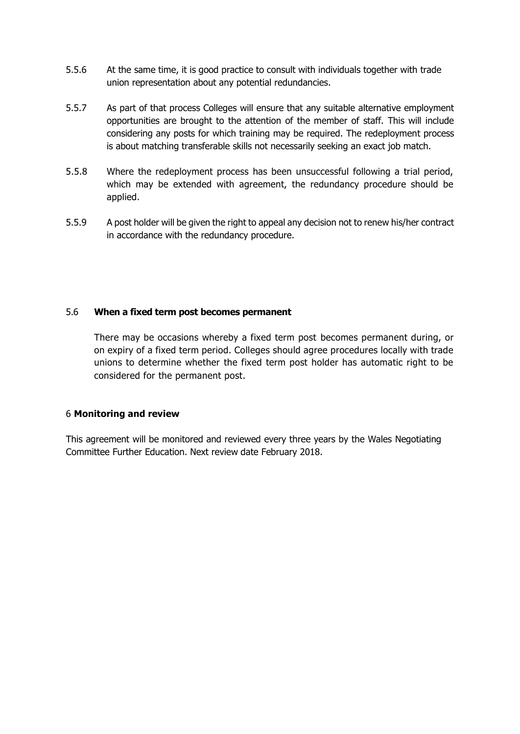5.5.6 At the same time, it is good practice to consult with individuals together with trade union representation about any potential redundancies.

5.5.7 As part of that process Colleges will ensure that any suitable alternative employment opportunities are brought to the attention of the member of staff. This will include considering any posts for which training may be required. The redeployment process is about matching transferable skills not necessarily seeking an exact job match.

5.5.8 Where the redeployment process has been unsuccessful following a trial period, which may be extended with agreement, the redundancy procedure should be applied.

5.5.9 A post holder will be given the right to appeal any decision not to renew his/her contract in accordance with the redundancy procedure.

### 5.6 **When a fixed term post becomes permanent**

There may be occasions whereby a fixed term post becomes permanent during, or on expiry of a fixed term period. Colleges should agree procedures locally with trade unions to determine whether the fixed term post holder has automatic right to be considered for the permanent post.

## 6 **Monitoring and review**

This agreement will be monitored and reviewed every three years by the Wales Negotiating Committee Further Education. Next review date February 2018.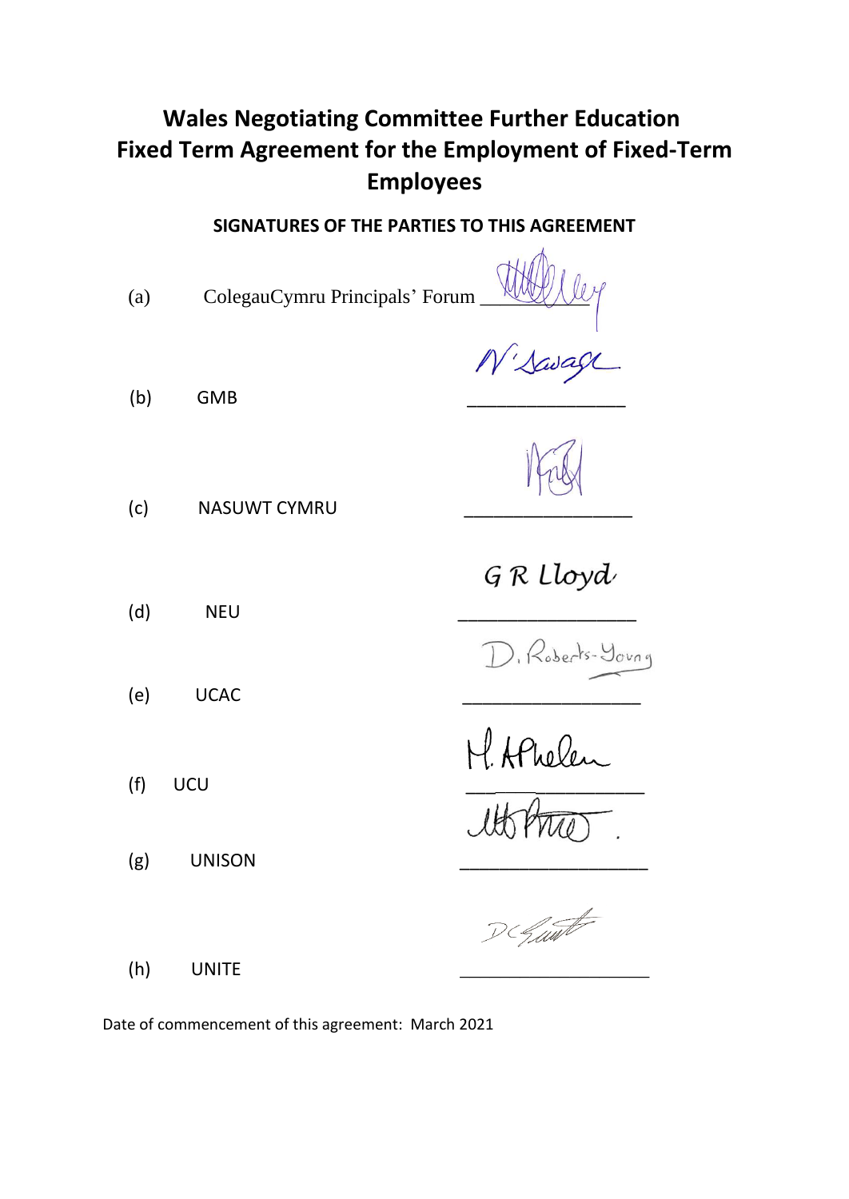# Wales Negotiating Committee Further Education Fixed Term Agreement for the Employment of Fixed-Term Employees

## SIGNATURES OF THE PARTIES TO THIS AGREEMENT

(a) ColegauCymru Principals' Forum ____________

(b) GMB N Savage ________________

(c) NASUWT CYMRU ________________

(d) NEU G R Lloyd ________________

(e) UCAC D. Roberts-Young ________________

(f) UCU M. APhelan ________________

(g) UNISON ________________

(h) UNITE ________________

Date of commencement of this agreement: March 2021